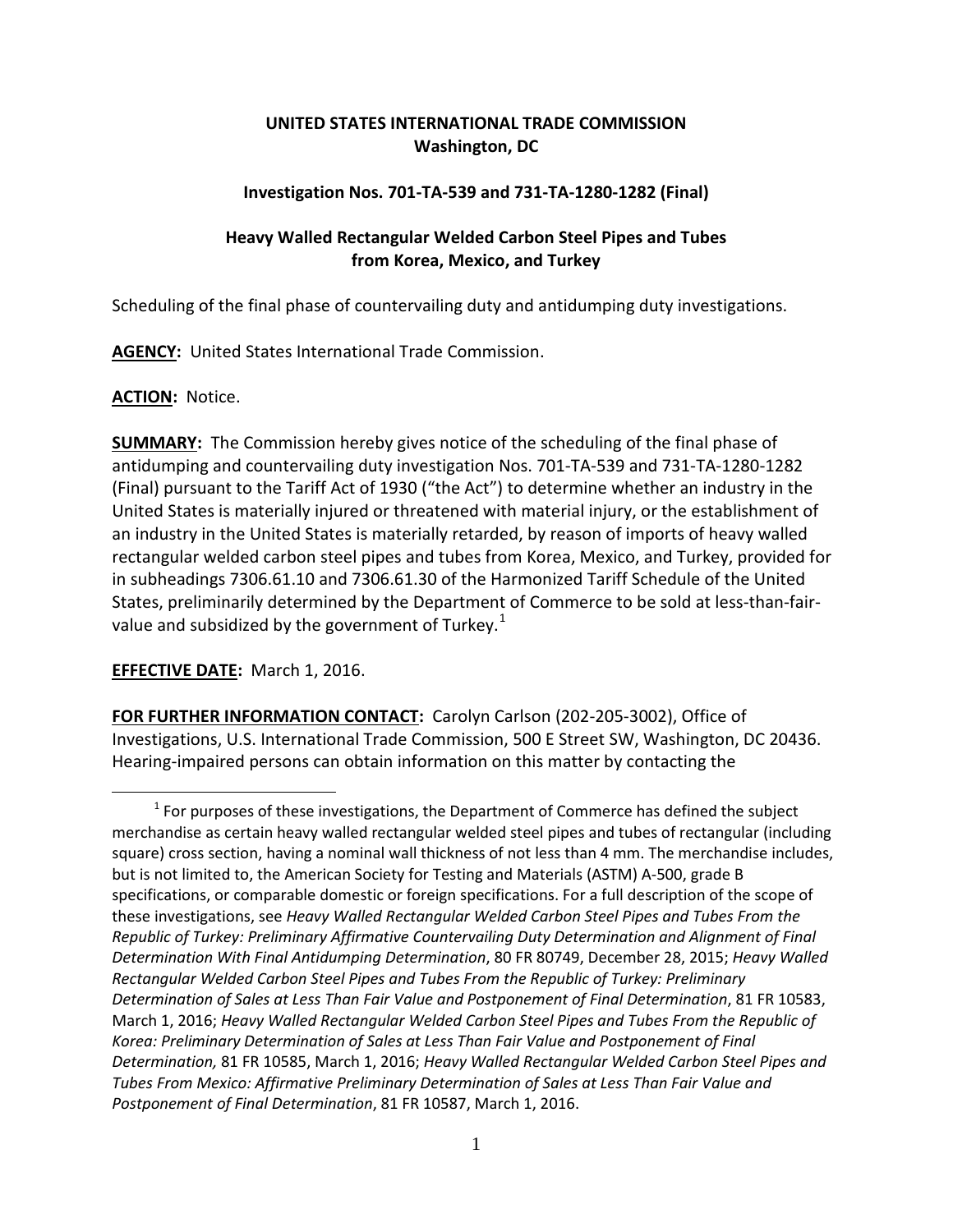**UNITED STATES INTERNATIONAL TRADE COMMISSION**
**Washington, DC**

**Investigation Nos. 701-TA-539 and 731-TA-1280-1282 (Final)**

**Heavy Walled Rectangular Welded Carbon Steel Pipes and Tubes from Korea, Mexico, and Turkey**

Scheduling of the final phase of countervailing duty and antidumping duty investigations.

**AGENCY:** United States International Trade Commission.

**ACTION:** Notice.

**SUMMARY:** The Commission hereby gives notice of the scheduling of the final phase of antidumping and countervailing duty investigation Nos. 701-TA-539 and 731-TA-1280-1282 (Final) pursuant to the Tariff Act of 1930 ("the Act") to determine whether an industry in the United States is materially injured or threatened with material injury, or the establishment of an industry in the United States is materially retarded, by reason of imports of heavy walled rectangular welded carbon steel pipes and tubes from Korea, Mexico, and Turkey, provided for in subheadings 7306.61.10 and 7306.61.30 of the Harmonized Tariff Schedule of the United States, preliminarily determined by the Department of Commerce to be sold at less-than-fair-value and subsidized by the government of Turkey.[1]

**EFFECTIVE DATE:** March 1, 2016.

**FOR FURTHER INFORMATION CONTACT:** Carolyn Carlson (202-205-3002), Office of Investigations, U.S. International Trade Commission, 500 E Street SW, Washington, DC 20436. Hearing-impaired persons can obtain information on this matter by contacting the

[1] For purposes of these investigations, the Department of Commerce has defined the subject merchandise as certain heavy walled rectangular welded steel pipes and tubes of rectangular (including square) cross section, having a nominal wall thickness of not less than 4 mm. The merchandise includes, but is not limited to, the American Society for Testing and Materials (ASTM) A-500, grade B specifications, or comparable domestic or foreign specifications. For a full description of the scope of these investigations, see *Heavy Walled Rectangular Welded Carbon Steel Pipes and Tubes From the Republic of Turkey: Preliminary Affirmative Countervailing Duty Determination and Alignment of Final Determination With Final Antidumping Determination*, 80 FR 80749, December 28, 2015; *Heavy Walled Rectangular Welded Carbon Steel Pipes and Tubes From the Republic of Turkey: Preliminary Determination of Sales at Less Than Fair Value and Postponement of Final Determination*, 81 FR 10583, March 1, 2016; *Heavy Walled Rectangular Welded Carbon Steel Pipes and Tubes From the Republic of Korea: Preliminary Determination of Sales at Less Than Fair Value and Postponement of Final Determination,* 81 FR 10585, March 1, 2016; *Heavy Walled Rectangular Welded Carbon Steel Pipes and Tubes From Mexico: Affirmative Preliminary Determination of Sales at Less Than Fair Value and Postponement of Final Determination*, 81 FR 10587, March 1, 2016.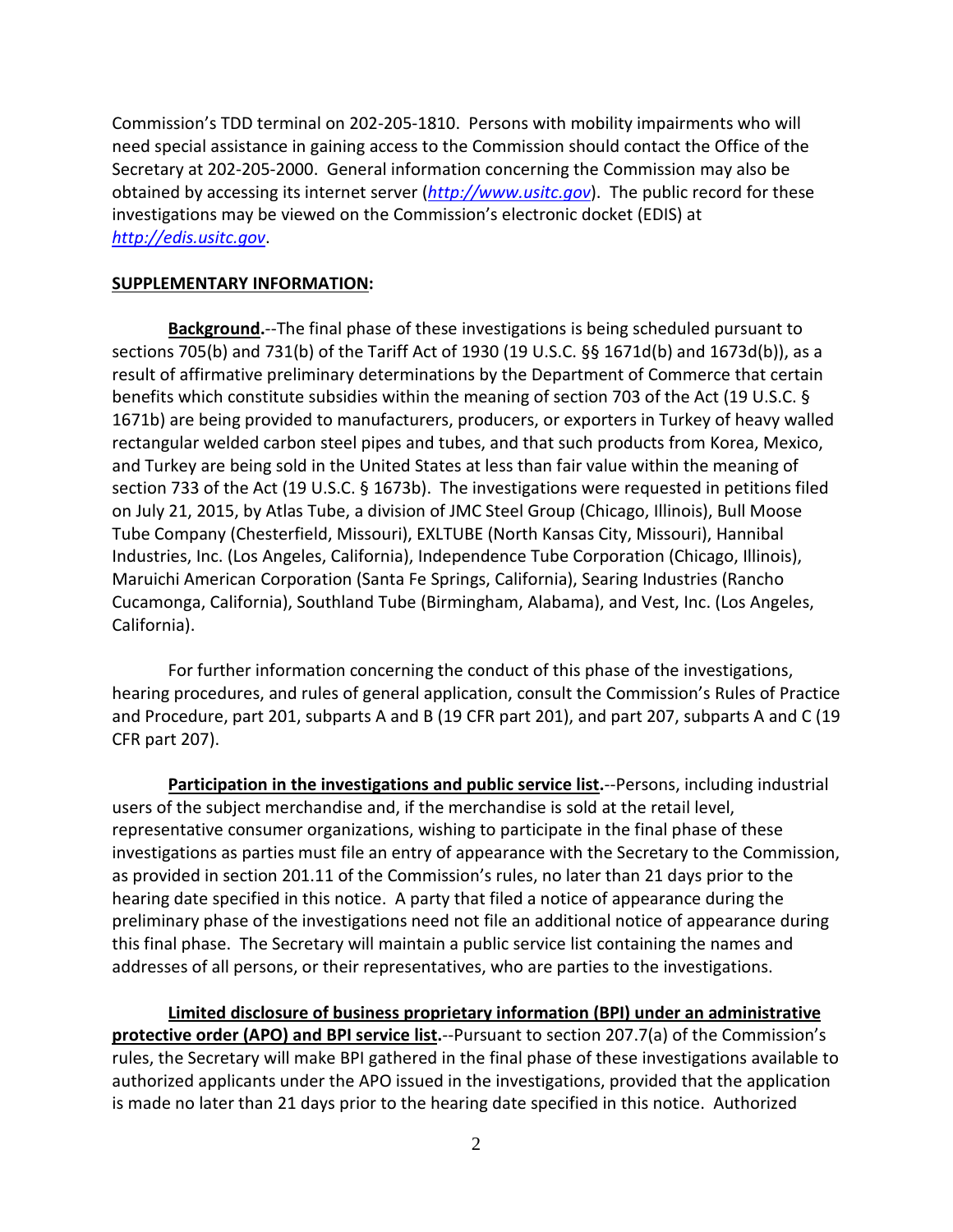Commission's TDD terminal on 202-205-1810. Persons with mobility impairments who will need special assistance in gaining access to the Commission should contact the Office of the Secretary at 202-205-2000. General information concerning the Commission may also be obtained by accessing its internet server (*http://www.usitc.gov*). The public record for these investigations may be viewed on the Commission's electronic docket (EDIS) at *http://edis.usitc.gov*.

**SUPPLEMENTARY INFORMATION:**

**Background.**--The final phase of these investigations is being scheduled pursuant to sections 705(b) and 731(b) of the Tariff Act of 1930 (19 U.S.C. §§ 1671d(b) and 1673d(b)), as a result of affirmative preliminary determinations by the Department of Commerce that certain benefits which constitute subsidies within the meaning of section 703 of the Act (19 U.S.C. § 1671b) are being provided to manufacturers, producers, or exporters in Turkey of heavy walled rectangular welded carbon steel pipes and tubes, and that such products from Korea, Mexico, and Turkey are being sold in the United States at less than fair value within the meaning of section 733 of the Act (19 U.S.C. § 1673b). The investigations were requested in petitions filed on July 21, 2015, by Atlas Tube, a division of JMC Steel Group (Chicago, Illinois), Bull Moose Tube Company (Chesterfield, Missouri), EXLTUBE (North Kansas City, Missouri), Hannibal Industries, Inc. (Los Angeles, California), Independence Tube Corporation (Chicago, Illinois), Maruichi American Corporation (Santa Fe Springs, California), Searing Industries (Rancho Cucamonga, California), Southland Tube (Birmingham, Alabama), and Vest, Inc. (Los Angeles, California).

For further information concerning the conduct of this phase of the investigations, hearing procedures, and rules of general application, consult the Commission's Rules of Practice and Procedure, part 201, subparts A and B (19 CFR part 201), and part 207, subparts A and C (19 CFR part 207).

**Participation in the investigations and public service list.**--Persons, including industrial users of the subject merchandise and, if the merchandise is sold at the retail level, representative consumer organizations, wishing to participate in the final phase of these investigations as parties must file an entry of appearance with the Secretary to the Commission, as provided in section 201.11 of the Commission's rules, no later than 21 days prior to the hearing date specified in this notice. A party that filed a notice of appearance during the preliminary phase of the investigations need not file an additional notice of appearance during this final phase. The Secretary will maintain a public service list containing the names and addresses of all persons, or their representatives, who are parties to the investigations.

**Limited disclosure of business proprietary information (BPI) under an administrative protective order (APO) and BPI service list.**--Pursuant to section 207.7(a) of the Commission's rules, the Secretary will make BPI gathered in the final phase of these investigations available to authorized applicants under the APO issued in the investigations, provided that the application is made no later than 21 days prior to the hearing date specified in this notice. Authorized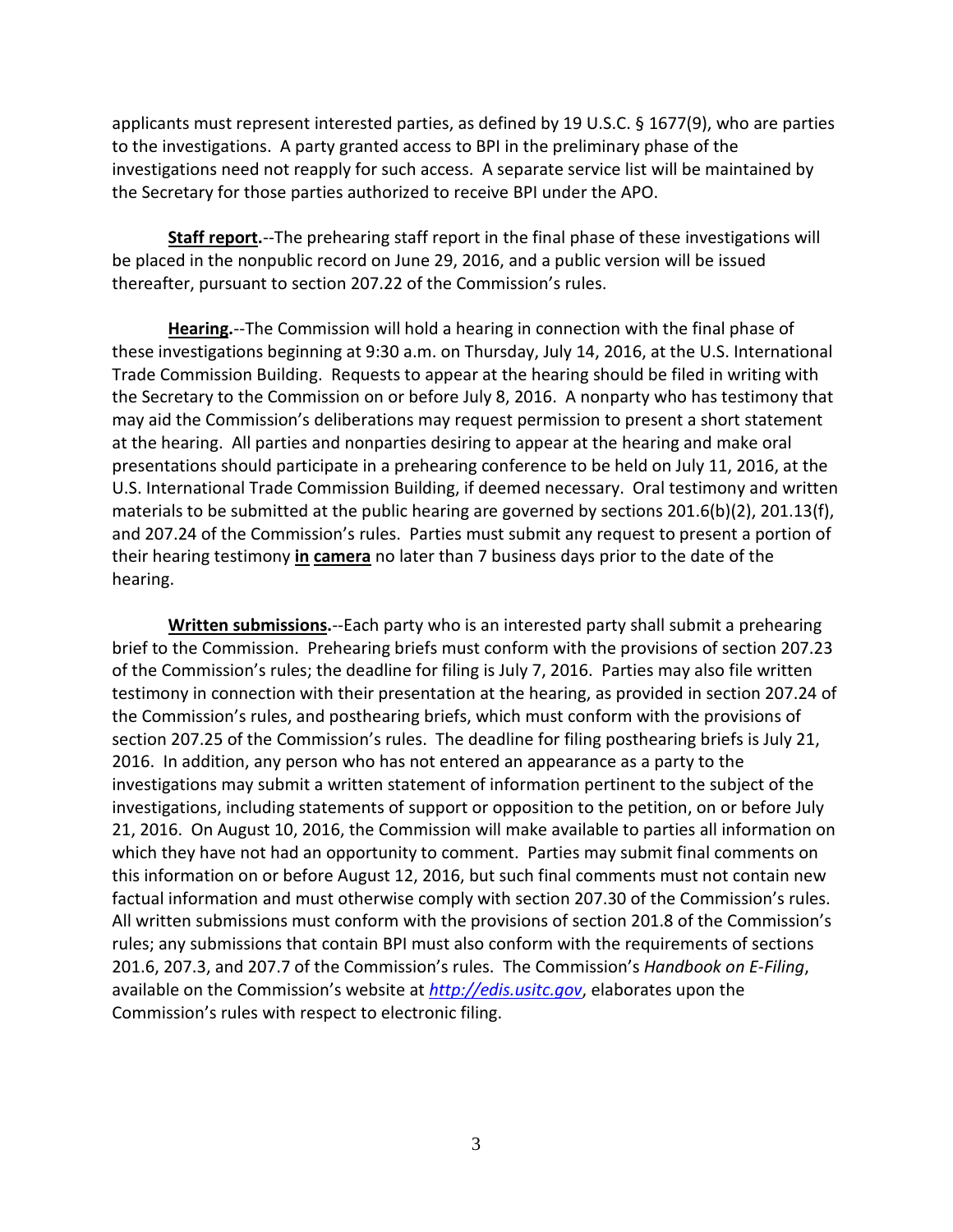applicants must represent interested parties, as defined by 19 U.S.C. § 1677(9), who are parties to the investigations. A party granted access to BPI in the preliminary phase of the investigations need not reapply for such access. A separate service list will be maintained by the Secretary for those parties authorized to receive BPI under the APO.

**Staff report.**--The prehearing staff report in the final phase of these investigations will be placed in the nonpublic record on June 29, 2016, and a public version will be issued thereafter, pursuant to section 207.22 of the Commission's rules.

**Hearing.**--The Commission will hold a hearing in connection with the final phase of these investigations beginning at 9:30 a.m. on Thursday, July 14, 2016, at the U.S. International Trade Commission Building. Requests to appear at the hearing should be filed in writing with the Secretary to the Commission on or before July 8, 2016. A nonparty who has testimony that may aid the Commission's deliberations may request permission to present a short statement at the hearing. All parties and nonparties desiring to appear at the hearing and make oral presentations should participate in a prehearing conference to be held on July 11, 2016, at the U.S. International Trade Commission Building, if deemed necessary. Oral testimony and written materials to be submitted at the public hearing are governed by sections 201.6(b)(2), 201.13(f), and 207.24 of the Commission's rules. Parties must submit any request to present a portion of their hearing testimony **in camera** no later than 7 business days prior to the date of the hearing.

**Written submissions.**--Each party who is an interested party shall submit a prehearing brief to the Commission. Prehearing briefs must conform with the provisions of section 207.23 of the Commission's rules; the deadline for filing is July 7, 2016. Parties may also file written testimony in connection with their presentation at the hearing, as provided in section 207.24 of the Commission's rules, and posthearing briefs, which must conform with the provisions of section 207.25 of the Commission's rules. The deadline for filing posthearing briefs is July 21, 2016. In addition, any person who has not entered an appearance as a party to the investigations may submit a written statement of information pertinent to the subject of the investigations, including statements of support or opposition to the petition, on or before July 21, 2016. On August 10, 2016, the Commission will make available to parties all information on which they have not had an opportunity to comment. Parties may submit final comments on this information on or before August 12, 2016, but such final comments must not contain new factual information and must otherwise comply with section 207.30 of the Commission's rules. All written submissions must conform with the provisions of section 201.8 of the Commission's rules; any submissions that contain BPI must also conform with the requirements of sections 201.6, 207.3, and 207.7 of the Commission's rules. The Commission's *Handbook on E-Filing*, available on the Commission's website at *http://edis.usitc.gov*, elaborates upon the Commission's rules with respect to electronic filing.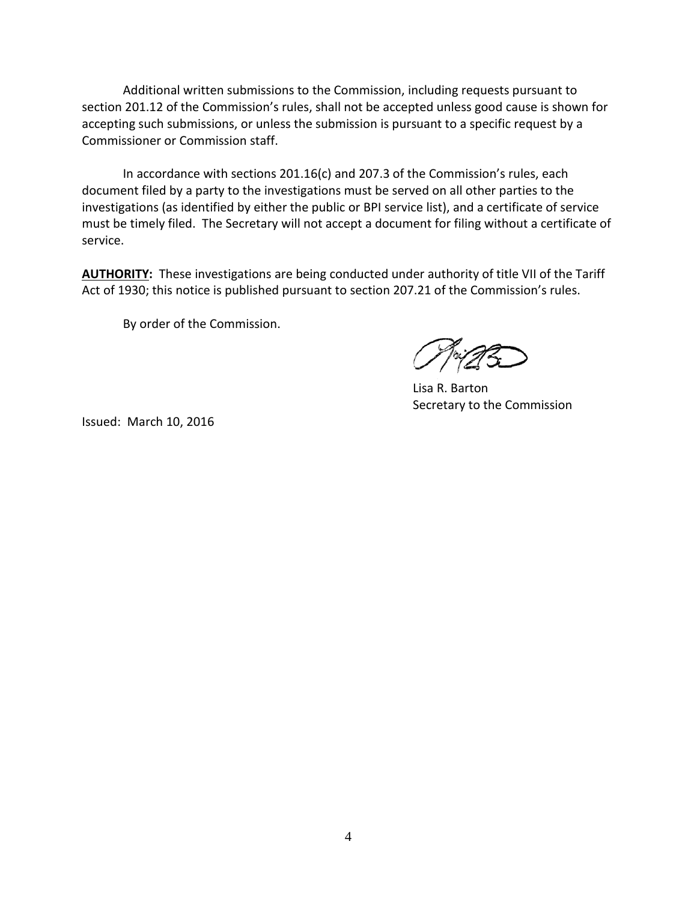Additional written submissions to the Commission, including requests pursuant to section 201.12 of the Commission's rules, shall not be accepted unless good cause is shown for accepting such submissions, or unless the submission is pursuant to a specific request by a Commissioner or Commission staff.

In accordance with sections 201.16(c) and 207.3 of the Commission's rules, each document filed by a party to the investigations must be served on all other parties to the investigations (as identified by either the public or BPI service list), and a certificate of service must be timely filed. The Secretary will not accept a document for filing without a certificate of service.

**AUTHORITY:** These investigations are being conducted under authority of title VII of the Tariff Act of 1930; this notice is published pursuant to section 207.21 of the Commission's rules.

By order of the Commission.

Lisa R. Barton
Secretary to the Commission

Issued: March 10, 2016